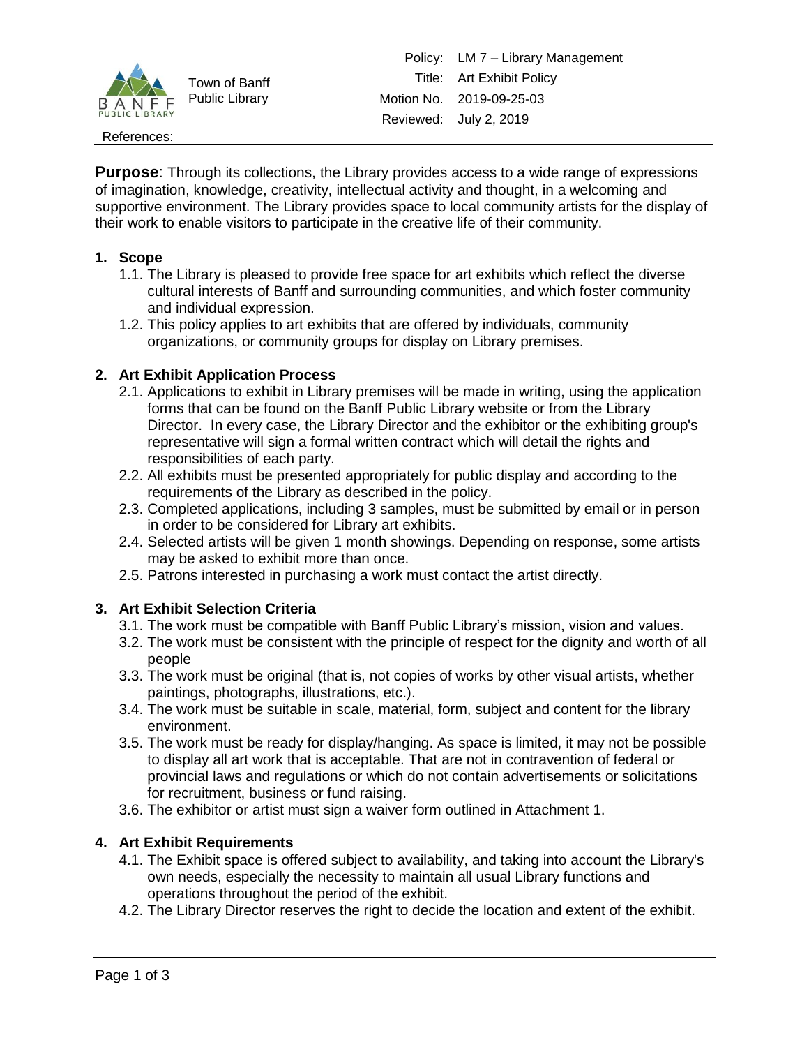Town of Banff Public Library

| | |
|---|---|
| Policy: | LM 7 – Library Management |
| Title: | Art Exhibit Policy |
| Motion No. | 2019-09-25-03 |
| Reviewed: | July 2, 2019 |

References:

**Purpose**: Through its collections, the Library provides access to a wide range of expressions of imagination, knowledge, creativity, intellectual activity and thought, in a welcoming and supportive environment. The Library provides space to local community artists for the display of their work to enable visitors to participate in the creative life of their community.

**1. Scope**

1.1. The Library is pleased to provide free space for art exhibits which reflect the diverse cultural interests of Banff and surrounding communities, and which foster community and individual expression.

1.2. This policy applies to art exhibits that are offered by individuals, community organizations, or community groups for display on Library premises.

**2. Art Exhibit Application Process**

2.1. Applications to exhibit in Library premises will be made in writing, using the application forms that can be found on the Banff Public Library website or from the Library Director. In every case, the Library Director and the exhibitor or the exhibiting group's representative will sign a formal written contract which will detail the rights and responsibilities of each party.

2.2. All exhibits must be presented appropriately for public display and according to the requirements of the Library as described in the policy.

2.3. Completed applications, including 3 samples, must be submitted by email or in person in order to be considered for Library art exhibits.

2.4. Selected artists will be given 1 month showings. Depending on response, some artists may be asked to exhibit more than once.

2.5. Patrons interested in purchasing a work must contact the artist directly.

**3. Art Exhibit Selection Criteria**

3.1. The work must be compatible with Banff Public Library's mission, vision and values.

3.2. The work must be consistent with the principle of respect for the dignity and worth of all people

3.3. The work must be original (that is, not copies of works by other visual artists, whether paintings, photographs, illustrations, etc.).

3.4. The work must be suitable in scale, material, form, subject and content for the library environment.

3.5. The work must be ready for display/hanging. As space is limited, it may not be possible to display all art work that is acceptable. That are not in contravention of federal or provincial laws and regulations or which do not contain advertisements or solicitations for recruitment, business or fund raising.

3.6. The exhibitor or artist must sign a waiver form outlined in Attachment 1.

**4. Art Exhibit Requirements**

4.1. The Exhibit space is offered subject to availability, and taking into account the Library's own needs, especially the necessity to maintain all usual Library functions and operations throughout the period of the exhibit.

4.2. The Library Director reserves the right to decide the location and extent of the exhibit.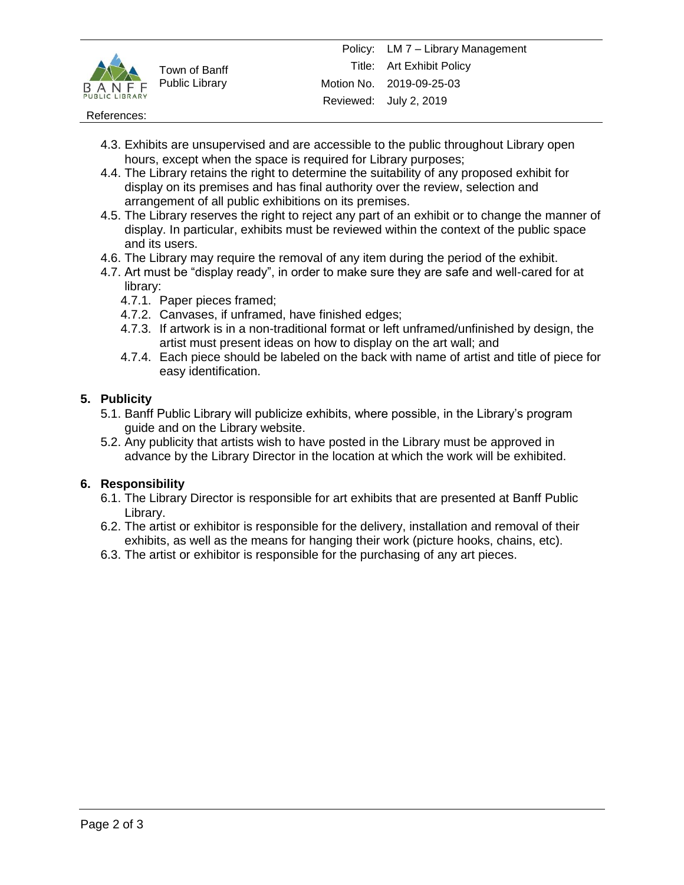4.3. Exhibits are unsupervised and are accessible to the public throughout Library open hours, except when the space is required for Library purposes;

4.4. The Library retains the right to determine the suitability of any proposed exhibit for display on its premises and has final authority over the review, selection and arrangement of all public exhibitions on its premises.

4.5. The Library reserves the right to reject any part of an exhibit or to change the manner of display. In particular, exhibits must be reviewed within the context of the public space and its users.

4.6. The Library may require the removal of any item during the period of the exhibit.

4.7. Art must be "display ready", in order to make sure they are safe and well-cared for at library:

- 4.7.1. Paper pieces framed;
- 4.7.2. Canvases, if unframed, have finished edges;
- 4.7.3. If artwork is in a non-traditional format or left unframed/unfinished by design, the artist must present ideas on how to display on the art wall; and
- 4.7.4. Each piece should be labeled on the back with name of artist and title of piece for easy identification.

## 5. Publicity

5.1. Banff Public Library will publicize exhibits, where possible, in the Library's program guide and on the Library website.

5.2. Any publicity that artists wish to have posted in the Library must be approved in advance by the Library Director in the location at which the work will be exhibited.

## 6. Responsibility

6.1. The Library Director is responsible for art exhibits that are presented at Banff Public Library.

6.2. The artist or exhibitor is responsible for the delivery, installation and removal of their exhibits, as well as the means for hanging their work (picture hooks, chains, etc).

6.3. The artist or exhibitor is responsible for the purchasing of any art pieces.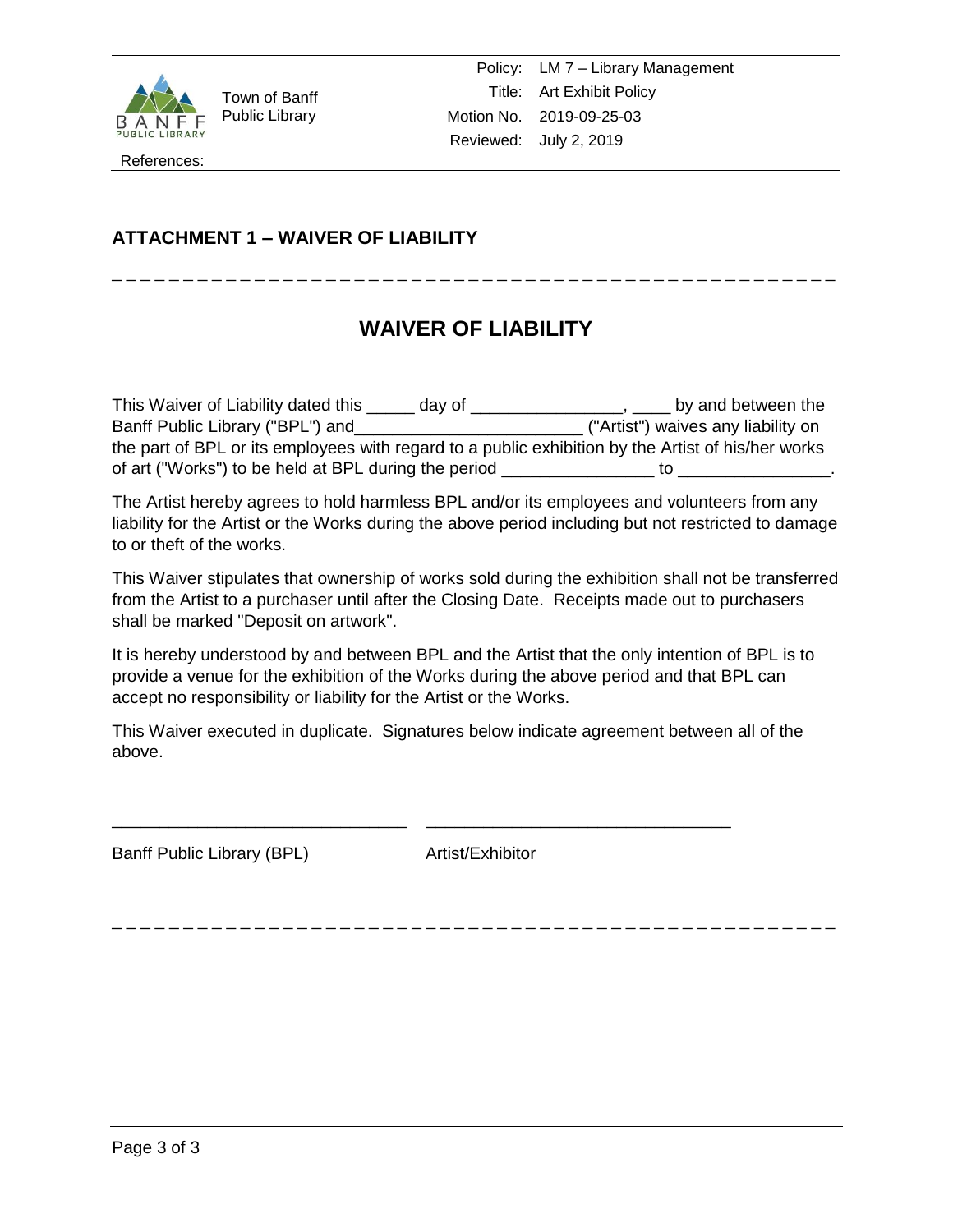| | | | |
|---|---|---|---|
| Town of Banff Public Library | | Policy: | LM 7 – Library Management |
| | | Title: | Art Exhibit Policy |
| | | Motion No. | 2019-09-25-03 |
| | | Reviewed: | July 2, 2019 |
| References: | | | |

## ATTACHMENT 1 – WAIVER OF LIABILITY

_ _ _ _ _ _ _ _ _ _ _ _ _ _ _ _ _ _ _ _ _ _ _ _ _ _ _ _ _ _ _ _ _ _ _ _ _ _ _ _ _ _ _ _ _ _ _ _ _ _ _ _ _

# WAIVER OF LIABILITY

This Waiver of Liability dated this _____ day of ________________, ____ by and between the Banff Public Library ("BPL") and________________________ ("Artist") waives any liability on the part of BPL or its employees with regard to a public exhibition by the Artist of his/her works of art ("Works") to be held at BPL during the period ________________ to ________________.

The Artist hereby agrees to hold harmless BPL and/or its employees and volunteers from any liability for the Artist or the Works during the above period including but not restricted to damage to or theft of the works.

This Waiver stipulates that ownership of works sold during the exhibition shall not be transferred from the Artist to a purchaser until after the Closing Date. Receipts made out to purchasers shall be marked "Deposit on artwork".

It is hereby understood by and between BPL and the Artist that the only intention of BPL is to provide a venue for the exhibition of the Works during the above period and that BPL can accept no responsibility or liability for the Artist or the Works.

This Waiver executed in duplicate. Signatures below indicate agreement between all of the above.

______________________________ ______________________________

Banff Public Library (BPL) Artist/Exhibitor

_ _ _ _ _ _ _ _ _ _ _ _ _ _ _ _ _ _ _ _ _ _ _ _ _ _ _ _ _ _ _ _ _ _ _ _ _ _ _ _ _ _ _ _ _ _ _ _ _ _ _ _ _